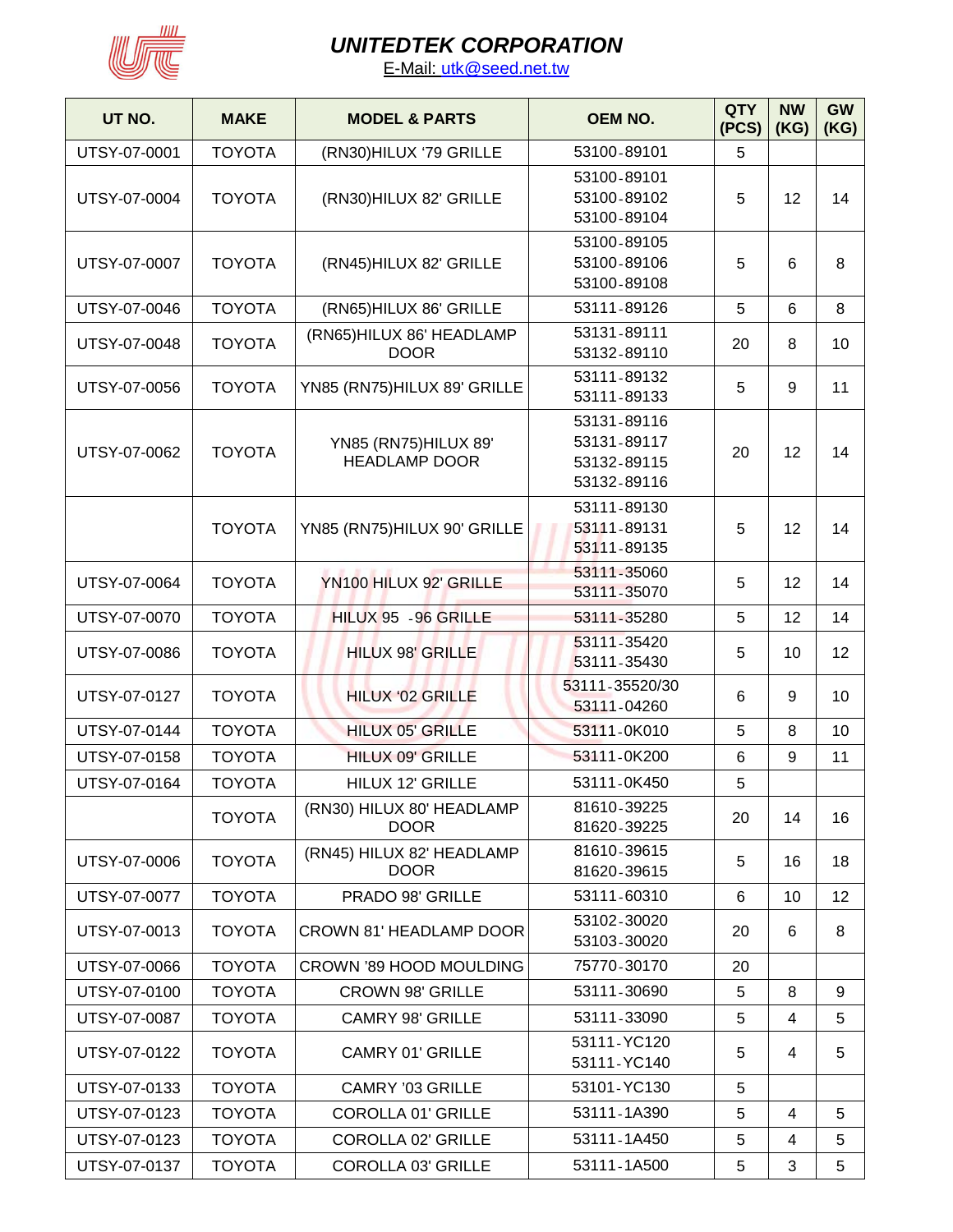# UNITEDTEK CORPORATION

E-Mail: utk@seed.net.tw

| UT NO. | MAKE | MODEL & PARTS | OEM NO. | QTY (PCS) | NW (KG) | GW (KG) |
|---|---|---|---|---|---|---|
| UTSY-07-0001 | TOYOTA | (RN30)HILUX '79 GRILLE | 53100-89101 | 5 | | |
| UTSY-07-0004 | TOYOTA | (RN30)HILUX 82' GRILLE | 53100-89101<br>53100-89102<br>53100-89104 | 5 | 12 | 14 |
| UTSY-07-0007 | TOYOTA | (RN45)HILUX 82' GRILLE | 53100-89105<br>53100-89106<br>53100-89108 | 5 | 6 | 8 |
| UTSY-07-0046 | TOYOTA | (RN65)HILUX 86' GRILLE | 53111-89126 | 5 | 6 | 8 |
| UTSY-07-0048 | TOYOTA | (RN65)HILUX 86' HEADLAMP DOOR | 53131-89111<br>53132-89110 | 20 | 8 | 10 |
| UTSY-07-0056 | TOYOTA | YN85 (RN75)HILUX 89' GRILLE | 53111-89132<br>53111-89133 | 5 | 9 | 11 |
| UTSY-07-0062 | TOYOTA | YN85 (RN75)HILUX 89' HEADLAMP DOOR | 53131-89116<br>53131-89117<br>53132-89115<br>53132-89116 | 20 | 12 | 14 |
| | TOYOTA | YN85 (RN75)HILUX 90' GRILLE | 53111-89130<br>53111-89131<br>53111-89135 | 5 | 12 | 14 |
| UTSY-07-0064 | TOYOTA | YN100 HILUX 92' GRILLE | 53111-35060<br>53111-35070 | 5 | 12 | 14 |
| UTSY-07-0070 | TOYOTA | HILUX 95 -96 GRILLE | 53111-35280 | 5 | 12 | 14 |
| UTSY-07-0086 | TOYOTA | HILUX 98' GRILLE | 53111-35420<br>53111-35430 | 5 | 10 | 12 |
| UTSY-07-0127 | TOYOTA | HILUX '02 GRILLE | 53111-35520/30<br>53111-04260 | 6 | 9 | 10 |
| UTSY-07-0144 | TOYOTA | HILUX 05' GRILLE | 53111-0K010 | 5 | 8 | 10 |
| UTSY-07-0158 | TOYOTA | HILUX 09' GRILLE | 53111-0K200 | 6 | 9 | 11 |
| UTSY-07-0164 | TOYOTA | HILUX 12' GRILLE | 53111-0K450 | 5 | | |
| | TOYOTA | (RN30) HILUX 80' HEADLAMP DOOR | 81610-39225<br>81620-39225 | 20 | 14 | 16 |
| UTSY-07-0006 | TOYOTA | (RN45) HILUX 82' HEADLAMP DOOR | 81610-39615<br>81620-39615 | 5 | 16 | 18 |
| UTSY-07-0077 | TOYOTA | PRADO 98' GRILLE | 53111-60310 | 6 | 10 | 12 |
| UTSY-07-0013 | TOYOTA | CROWN 81' HEADLAMP DOOR | 53102-30020<br>53103-30020 | 20 | 6 | 8 |
| UTSY-07-0066 | TOYOTA | CROWN '89 HOOD MOULDING | 75770-30170 | 20 | | |
| UTSY-07-0100 | TOYOTA | CROWN 98' GRILLE | 53111-30690 | 5 | 8 | 9 |
| UTSY-07-0087 | TOYOTA | CAMRY 98' GRILLE | 53111-33090 | 5 | 4 | 5 |
| UTSY-07-0122 | TOYOTA | CAMRY 01' GRILLE | 53111-YC120<br>53111-YC140 | 5 | 4 | 5 |
| UTSY-07-0133 | TOYOTA | CAMRY '03 GRILLE | 53101-YC130 | 5 | | |
| UTSY-07-0123 | TOYOTA | COROLLA 01' GRILLE | 53111-1A390 | 5 | 4 | 5 |
| UTSY-07-0123 | TOYOTA | COROLLA 02' GRILLE | 53111-1A450 | 5 | 4 | 5 |
| UTSY-07-0137 | TOYOTA | COROLLA 03' GRILLE | 53111-1A500 | 5 | 3 | 5 |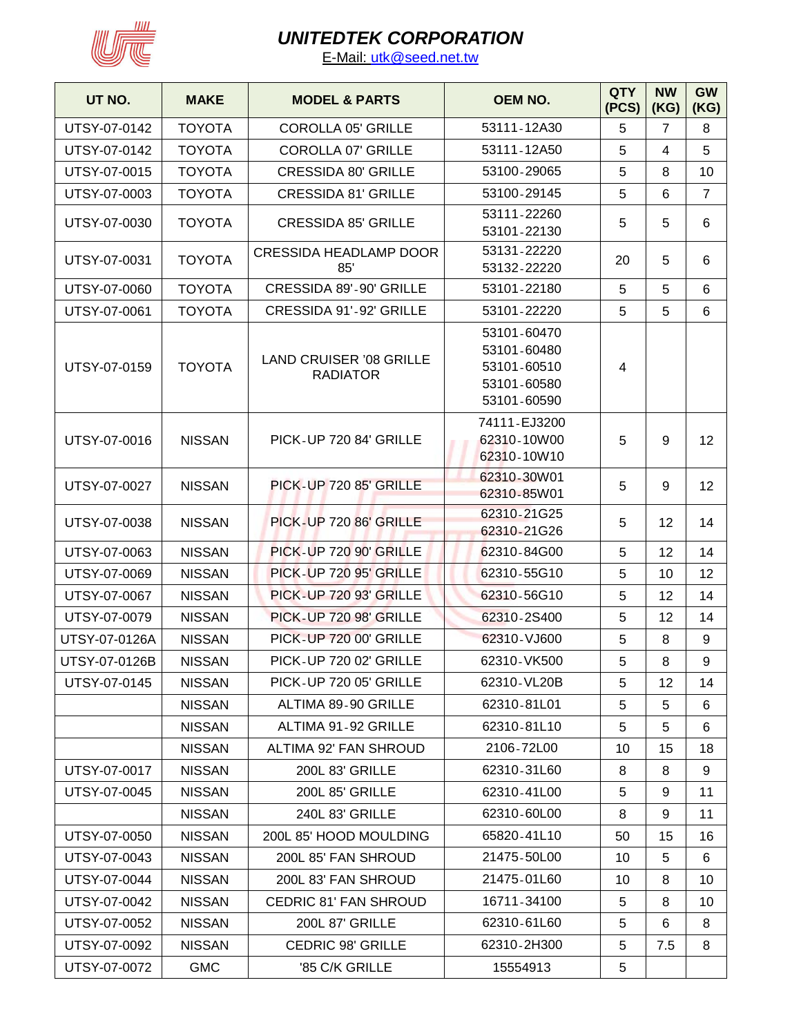# UNITEDTEK CORPORATION

E-Mail: utk@seed.net.tw

| UT NO. | MAKE | MODEL & PARTS | OEM NO. | QTY (PCS) | NW (KG) | GW (KG) |
|---|---|---|---|---|---|---|
| UTSY-07-0142 | TOYOTA | COROLLA 05' GRILLE | 53111-12A30 | 5 | 7 | 8 |
| UTSY-07-0142 | TOYOTA | COROLLA 07' GRILLE | 53111-12A50 | 5 | 4 | 5 |
| UTSY-07-0015 | TOYOTA | CRESSIDA 80' GRILLE | 53100-29065 | 5 | 8 | 10 |
| UTSY-07-0003 | TOYOTA | CRESSIDA 81' GRILLE | 53100-29145 | 5 | 6 | 7 |
| UTSY-07-0030 | TOYOTA | CRESSIDA 85' GRILLE | 53111-22260<br>53101-22130 | 5 | 5 | 6 |
| UTSY-07-0031 | TOYOTA | CRESSIDA HEADLAMP DOOR 85' | 53131-22220<br>53132-22220 | 20 | 5 | 6 |
| UTSY-07-0060 | TOYOTA | CRESSIDA 89'-90' GRILLE | 53101-22180 | 5 | 5 | 6 |
| UTSY-07-0061 | TOYOTA | CRESSIDA 91'-92' GRILLE | 53101-22220 | 5 | 5 | 6 |
| UTSY-07-0159 | TOYOTA | LAND CRUISER '08 GRILLE RADIATOR | 53101-60470<br>53101-60480<br>53101-60510<br>53101-60580<br>53101-60590 | 4 | | |
| UTSY-07-0016 | NISSAN | PICK-UP 720 84' GRILLE | 74111-EJ3200<br>62310-10W00<br>62310-10W10 | 5 | 9 | 12 |
| UTSY-07-0027 | NISSAN | PICK-UP 720 85' GRILLE | 62310-30W01<br>62310-85W01 | 5 | 9 | 12 |
| UTSY-07-0038 | NISSAN | PICK-UP 720 86' GRILLE | 62310-21G25<br>62310-21G26 | 5 | 12 | 14 |
| UTSY-07-0063 | NISSAN | PICK-UP 720 90' GRILLE | 62310-84G00 | 5 | 12 | 14 |
| UTSY-07-0069 | NISSAN | PICK-UP 720 95' GRILLE | 62310-55G10 | 5 | 10 | 12 |
| UTSY-07-0067 | NISSAN | PICK-UP 720 93' GRILLE | 62310-56G10 | 5 | 12 | 14 |
| UTSY-07-0079 | NISSAN | PICK-UP 720 98' GRILLE | 62310-2S400 | 5 | 12 | 14 |
| UTSY-07-0126A | NISSAN | PICK-UP 720 00' GRILLE | 62310-VJ600 | 5 | 8 | 9 |
| UTSY-07-0126B | NISSAN | PICK-UP 720 02' GRILLE | 62310-VK500 | 5 | 8 | 9 |
| UTSY-07-0145 | NISSAN | PICK-UP 720 05' GRILLE | 62310-VL20B | 5 | 12 | 14 |
| | NISSAN | ALTIMA 89-90 GRILLE | 62310-81L01 | 5 | 5 | 6 |
| | NISSAN | ALTIMA 91-92 GRILLE | 62310-81L10 | 5 | 5 | 6 |
| | NISSAN | ALTIMA 92' FAN SHROUD | 2106-72L00 | 10 | 15 | 18 |
| UTSY-07-0017 | NISSAN | 200L 83' GRILLE | 62310-31L60 | 8 | 8 | 9 |
| UTSY-07-0045 | NISSAN | 200L 85' GRILLE | 62310-41L00 | 5 | 9 | 11 |
| | NISSAN | 240L 83' GRILLE | 62310-60L00 | 8 | 9 | 11 |
| UTSY-07-0050 | NISSAN | 200L 85' HOOD MOULDING | 65820-41L10 | 50 | 15 | 16 |
| UTSY-07-0043 | NISSAN | 200L 85' FAN SHROUD | 21475-50L00 | 10 | 5 | 6 |
| UTSY-07-0044 | NISSAN | 200L 83' FAN SHROUD | 21475-01L60 | 10 | 8 | 10 |
| UTSY-07-0042 | NISSAN | CEDRIC 81' FAN SHROUD | 16711-34100 | 5 | 8 | 10 |
| UTSY-07-0052 | NISSAN | 200L 87' GRILLE | 62310-61L60 | 5 | 6 | 8 |
| UTSY-07-0092 | NISSAN | CEDRIC 98' GRILLE | 62310-2H300 | 5 | 7.5 | 8 |
| UTSY-07-0072 | GMC | '85 C/K GRILLE | 15554913 | 5 | | |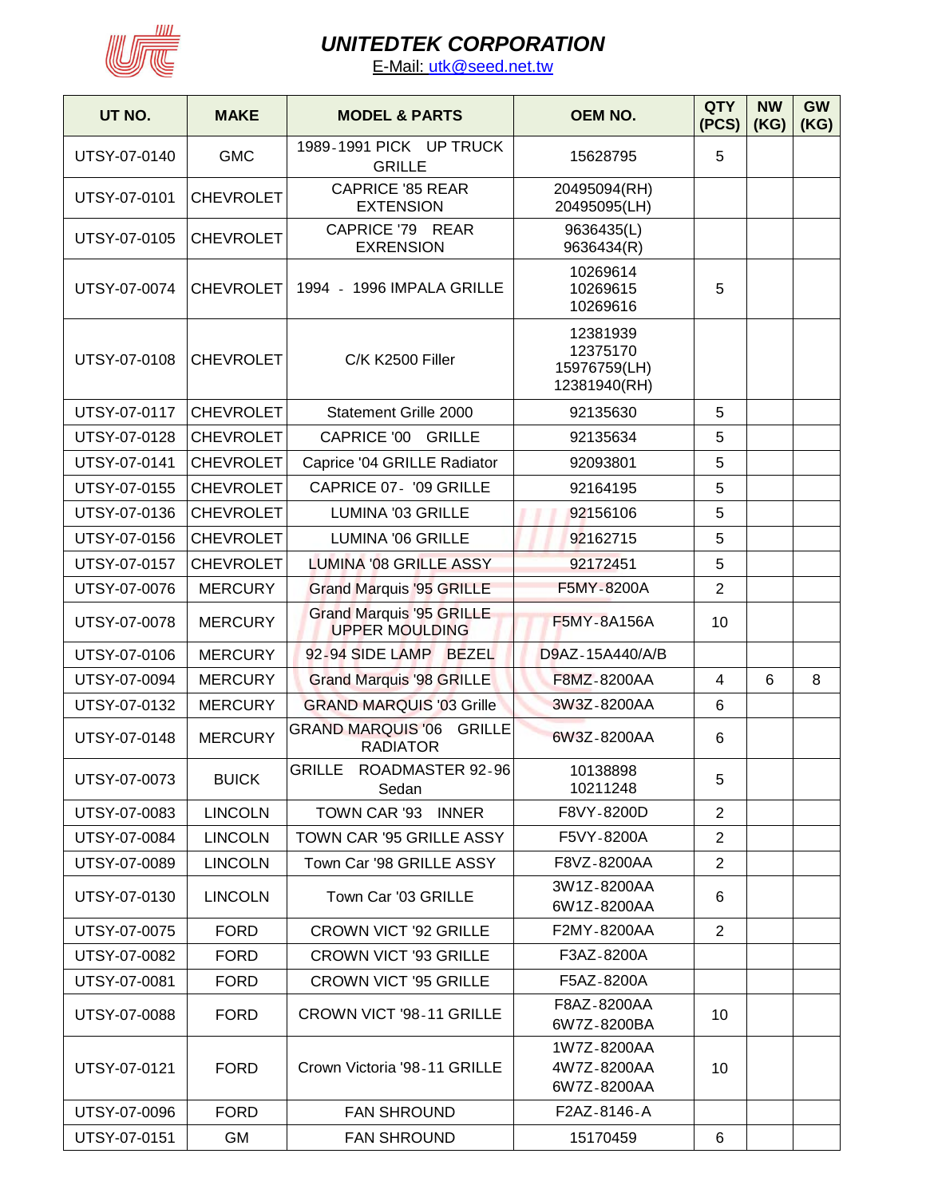# UNITEDTEK CORPORATION

E-Mail: utk@seed.net.tw

| UT NO. | MAKE | MODEL & PARTS | OEM NO. | QTY (PCS) | NW (KG) | GW (KG) |
|---|---|---|---|---|---|---|
| UTSY-07-0140 | GMC | 1989-1991 PICK UP TRUCK GRILLE | 15628795 | 5 | | |
| UTSY-07-0101 | CHEVROLET | CAPRICE '85 REAR EXTENSION | 20495094(RH) 20495095(LH) | | | |
| UTSY-07-0105 | CHEVROLET | CAPRICE '79 REAR EXRENSION | 9636435(L) 9636434(R) | | | |
| UTSY-07-0074 | CHEVROLET | 1994 - 1996 IMPALA GRILLE | 10269614 10269615 10269616 | 5 | | |
| UTSY-07-0108 | CHEVROLET | C/K K2500 Filler | 12381939 12375170 15976759(LH) 12381940(RH) | | | |
| UTSY-07-0117 | CHEVROLET | Statement Grille 2000 | 92135630 | 5 | | |
| UTSY-07-0128 | CHEVROLET | CAPRICE '00 GRILLE | 92135634 | 5 | | |
| UTSY-07-0141 | CHEVROLET | Caprice '04 GRILLE Radiator | 92093801 | 5 | | |
| UTSY-07-0155 | CHEVROLET | CAPRICE 07- '09 GRILLE | 92164195 | 5 | | |
| UTSY-07-0136 | CHEVROLET | LUMINA '03 GRILLE | 92156106 | 5 | | |
| UTSY-07-0156 | CHEVROLET | LUMINA '06 GRILLE | 92162715 | 5 | | |
| UTSY-07-0157 | CHEVROLET | LUMINA '08 GRILLE ASSY | 92172451 | 5 | | |
| UTSY-07-0076 | MERCURY | Grand Marquis '95 GRILLE | F5MY-8200A | 2 | | |
| UTSY-07-0078 | MERCURY | Grand Marquis '95 GRILLE UPPER MOULDING | F5MY-8A156A | 10 | | |
| UTSY-07-0106 | MERCURY | 92-94 SIDE LAMP BEZEL | D9AZ-15A440/A/B | | | |
| UTSY-07-0094 | MERCURY | Grand Marquis '98 GRILLE | F8MZ-8200AA | 4 | 6 | 8 |
| UTSY-07-0132 | MERCURY | GRAND MARQUIS '03 Grille | 3W3Z-8200AA | 6 | | |
| UTSY-07-0148 | MERCURY | GRAND MARQUIS '06 GRILLE RADIATOR | 6W3Z-8200AA | 6 | | |
| UTSY-07-0073 | BUICK | GRILLE ROADMASTER 92-96 Sedan | 10138898 10211248 | 5 | | |
| UTSY-07-0083 | LINCOLN | TOWN CAR '93 INNER | F8VY-8200D | 2 | | |
| UTSY-07-0084 | LINCOLN | TOWN CAR '95 GRILLE ASSY | F5VY-8200A | 2 | | |
| UTSY-07-0089 | LINCOLN | Town Car '98 GRILLE ASSY | F8VZ-8200AA | 2 | | |
| UTSY-07-0130 | LINCOLN | Town Car '03 GRILLE | 3W1Z-8200AA 6W1Z-8200AA | 6 | | |
| UTSY-07-0075 | FORD | CROWN VICT '92 GRILLE | F2MY-8200AA | 2 | | |
| UTSY-07-0082 | FORD | CROWN VICT '93 GRILLE | F3AZ-8200A | | | |
| UTSY-07-0081 | FORD | CROWN VICT '95 GRILLE | F5AZ-8200A | | | |
| UTSY-07-0088 | FORD | CROWN VICT '98-11 GRILLE | F8AZ-8200AA 6W7Z-8200BA | 10 | | |
| UTSY-07-0121 | FORD | Crown Victoria '98-11 GRILLE | 1W7Z-8200AA 4W7Z-8200AA 6W7Z-8200AA | 10 | | |
| UTSY-07-0096 | FORD | FAN SHROUND | F2AZ-8146-A | | | |
| UTSY-07-0151 | GM | FAN SHROUND | 15170459 | 6 | | |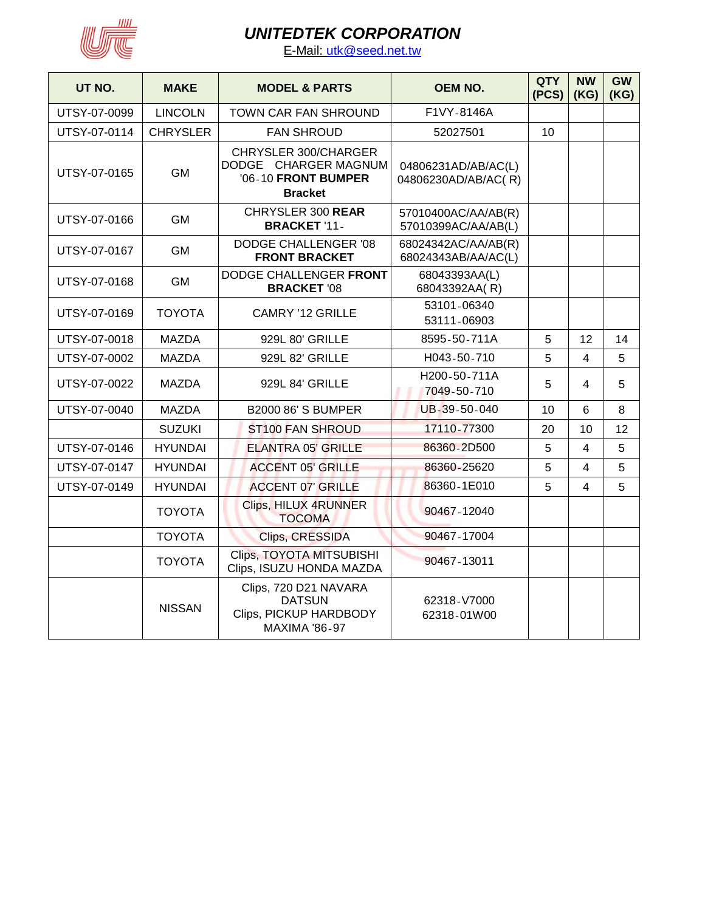# UNITEDTEK CORPORATION

E-Mail: utk@seed.net.tw

| UT NO. | MAKE | MODEL & PARTS | OEM NO. | QTY (PCS) | NW (KG) | GW (KG) |
|---|---|---|---|---|---|---|
| UTSY-07-0099 | LINCOLN | TOWN CAR FAN SHROUD | F1VY-8146A | | | |
| UTSY-07-0114 | CHRYSLER | FAN SHROUD | 52027501 | 10 | | |
| UTSY-07-0165 | GM | CHRYSLER 300/CHARGER DODGE CHARGER MAGNUM '06-10 **FRONT BUMPER Bracket** | 04806231AD/AB/AC(L) 04806230AD/AB/AC( R) | | | |
| UTSY-07-0166 | GM | CHRYSLER 300 **REAR BRACKET** '11- | 57010400AC/AA/AB(R) 57010399AC/AA/AB(L) | | | |
| UTSY-07-0167 | GM | DODGE CHALLENGER '08 **FRONT BRACKET** | 68024342AC/AA/AB(R) 68024343AB/AA/AC(L) | | | |
| UTSY-07-0168 | GM | DODGE CHALLENGER **FRONT BRACKET** '08 | 68043393AA(L) 68043392AA( R) | | | |
| UTSY-07-0169 | TOYOTA | CAMRY '12 GRILLE | 53101-06340 53111-06903 | | | |
| UTSY-07-0018 | MAZDA | 929L 80' GRILLE | 8595-50-711A | 5 | 12 | 14 |
| UTSY-07-0002 | MAZDA | 929L 82' GRILLE | H043-50-710 | 5 | 4 | 5 |
| UTSY-07-0022 | MAZDA | 929L 84' GRILLE | H200-50-711A 7049-50-710 | 5 | 4 | 5 |
| UTSY-07-0040 | MAZDA | B2000 86' S BUMPER | UB-39-50-040 | 10 | 6 | 8 |
| | SUZUKI | ST100 FAN SHROUD | 17110-77300 | 20 | 10 | 12 |
| UTSY-07-0146 | HYUNDAI | ELANTRA 05' GRILLE | 86360-2D500 | 5 | 4 | 5 |
| UTSY-07-0147 | HYUNDAI | ACCENT 05' GRILLE | 86360-25620 | 5 | 4 | 5 |
| UTSY-07-0149 | HYUNDAI | ACCENT 07' GRILLE | 86360-1E010 | 5 | 4 | 5 |
| | TOYOTA | Clips, HILUX 4RUNNER TOCOMA | 90467-12040 | | | |
| | TOYOTA | Clips, CRESSIDA | 90467-17004 | | | |
| | TOYOTA | Clips, TOYOTA MITSUBISHI Clips, ISUZU HONDA MAZDA | 90467-13011 | | | |
| | NISSAN | Clips, 720 D21 NAVARA DATSUN Clips, PICKUP HARDBODY MAXIMA '86-97 | 62318-V7000 62318-01W00 | | | |